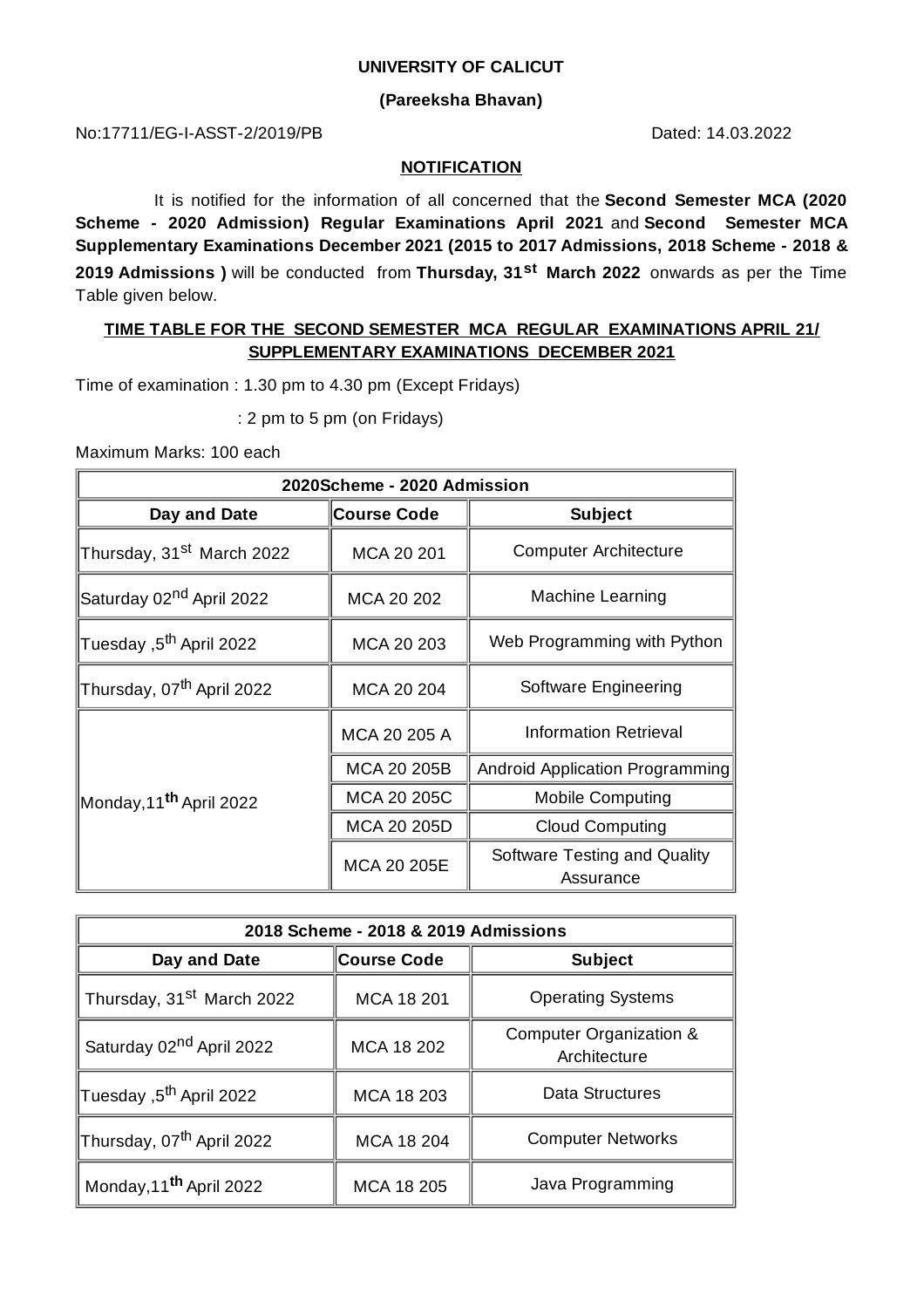**UNIVERSITY OF CALICUT**

**(Pareeksha Bhavan)**

No:17711/EG-I-ASST-2/2019/PB Dated: 14.03.2022

**NOTIFICATION**

It is notified for the information of all concerned that the **Second Semester MCA (2020 Scheme - 2020 Admission) Regular Examinations April 2021** and **Second Semester MCA Supplementary Examinations December 2021 (2015 to 2017 Admissions, 2018 Scheme - 2018 & 2019 Admissions )** will be conducted from **Thursday, 31st March 2022** onwards as per the Time Table given below.

**TIME TABLE FOR THE SECOND SEMESTER MCA REGULAR EXAMINATIONS APRIL 21/ SUPPLEMENTARY EXAMINATIONS DECEMBER 2021**

Time of examination : 1.30 pm to 4.30 pm (Except Fridays)

: 2 pm to 5 pm (on Fridays)

Maximum Marks: 100 each

| 2020Scheme - 2020 Admission | | |
|---|---|---|
| **Day and Date** | **Course Code** | **Subject** |
| Thursday, 31st March 2022 | MCA 20 201 | Computer Architecture |
| Saturday 02nd April 2022 | MCA 20 202 | Machine Learning |
| Tuesday ,5th April 2022 | MCA 20 203 | Web Programming with Python |
| Thursday, 07th April 2022 | MCA 20 204 | Software Engineering |
| Monday,11th April 2022 | MCA 20 205 A | Information Retrieval |
| | MCA 20 205B | Android Application Programming |
| | MCA 20 205C | Mobile Computing |
| | MCA 20 205D | Cloud Computing |
| | MCA 20 205E | Software Testing and Quality Assurance |

| 2018 Scheme - 2018 & 2019 Admissions | | |
|---|---|---|
| **Day and Date** | **Course Code** | **Subject** |
| Thursday, 31st March 2022 | MCA 18 201 | Operating Systems |
| Saturday 02nd April 2022 | MCA 18 202 | Computer Organization & Architecture |
| Tuesday ,5th April 2022 | MCA 18 203 | Data Structures |
| Thursday, 07th April 2022 | MCA 18 204 | Computer Networks |
| Monday,11th April 2022 | MCA 18 205 | Java Programming |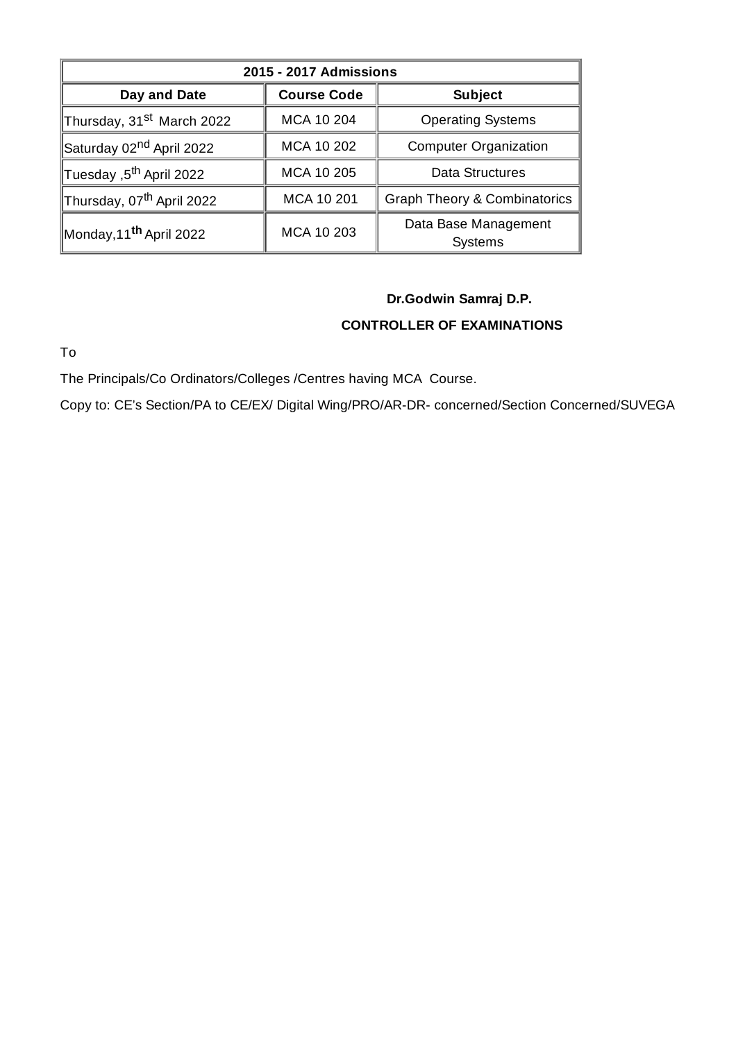| 2015 - 2017 Admissions | | |
|---|---|---|
| **Day and Date** | **Course Code** | **Subject** |
| Thursday, 31st March 2022 | MCA 10 204 | Operating Systems |
| Saturday 02nd April 2022 | MCA 10 202 | Computer Organization |
| Tuesday ,5th April 2022 | MCA 10 205 | Data Structures |
| Thursday, 07th April 2022 | MCA 10 201 | Graph Theory & Combinatorics |
| Monday,11th April 2022 | MCA 10 203 | Data Base Management Systems |

**Dr.Godwin Samraj D.P.**

**CONTROLLER OF EXAMINATIONS**

To

The Principals/Co Ordinators/Colleges /Centres having MCA Course.

Copy to: CE's Section/PA to CE/EX/ Digital Wing/PRO/AR-DR- concerned/Section Concerned/SUVEGA